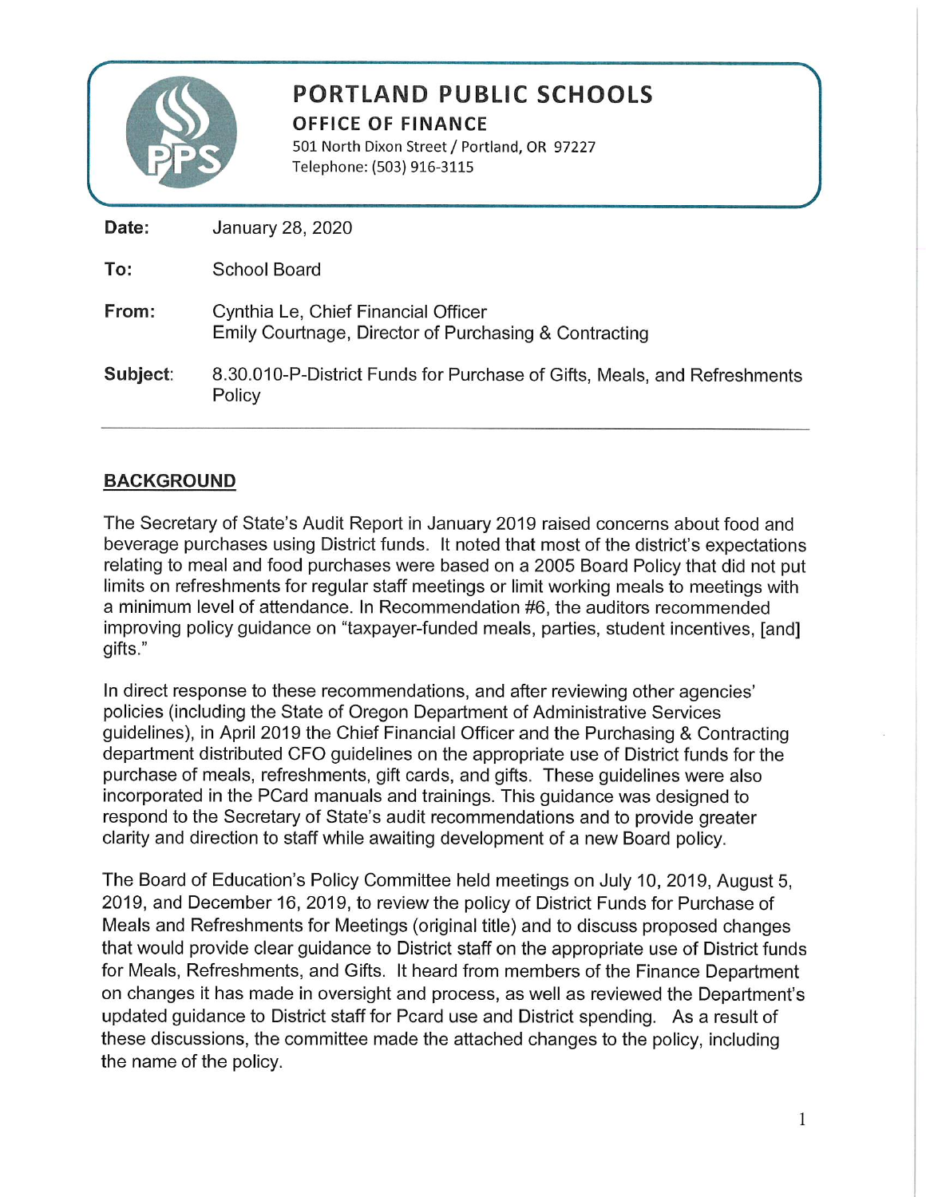# PORTLAND PUBLIC SCHOOLS

## OFFICE OF FINANCE

501 North Dixon Street / Portland, OR 97227
Telephone: (503) 916-3115

**Date:** January 28, 2020

**To:** School Board

**From:** Cynthia Le, Chief Financial Officer
Emily Courtnage, Director of Purchasing & Contracting

**Subject:** 8.30.010-P-District Funds for Purchase of Gifts, Meals, and Refreshments Policy

---

## BACKGROUND

The Secretary of State's Audit Report in January 2019 raised concerns about food and beverage purchases using District funds. It noted that most of the district's expectations relating to meal and food purchases were based on a 2005 Board Policy that did not put limits on refreshments for regular staff meetings or limit working meals to meetings with a minimum level of attendance. In Recommendation #6, the auditors recommended improving policy guidance on "taxpayer-funded meals, parties, student incentives, [and] gifts."

In direct response to these recommendations, and after reviewing other agencies' policies (including the State of Oregon Department of Administrative Services guidelines), in April 2019 the Chief Financial Officer and the Purchasing & Contracting department distributed CFO guidelines on the appropriate use of District funds for the purchase of meals, refreshments, gift cards, and gifts. These guidelines were also incorporated in the PCard manuals and trainings. This guidance was designed to respond to the Secretary of State's audit recommendations and to provide greater clarity and direction to staff while awaiting development of a new Board policy.

The Board of Education's Policy Committee held meetings on July 10, 2019, August 5, 2019, and December 16, 2019, to review the policy of District Funds for Purchase of Meals and Refreshments for Meetings (original title) and to discuss proposed changes that would provide clear guidance to District staff on the appropriate use of District funds for Meals, Refreshments, and Gifts. It heard from members of the Finance Department on changes it has made in oversight and process, as well as reviewed the Department's updated guidance to District staff for Pcard use and District spending. As a result of these discussions, the committee made the attached changes to the policy, including the name of the policy.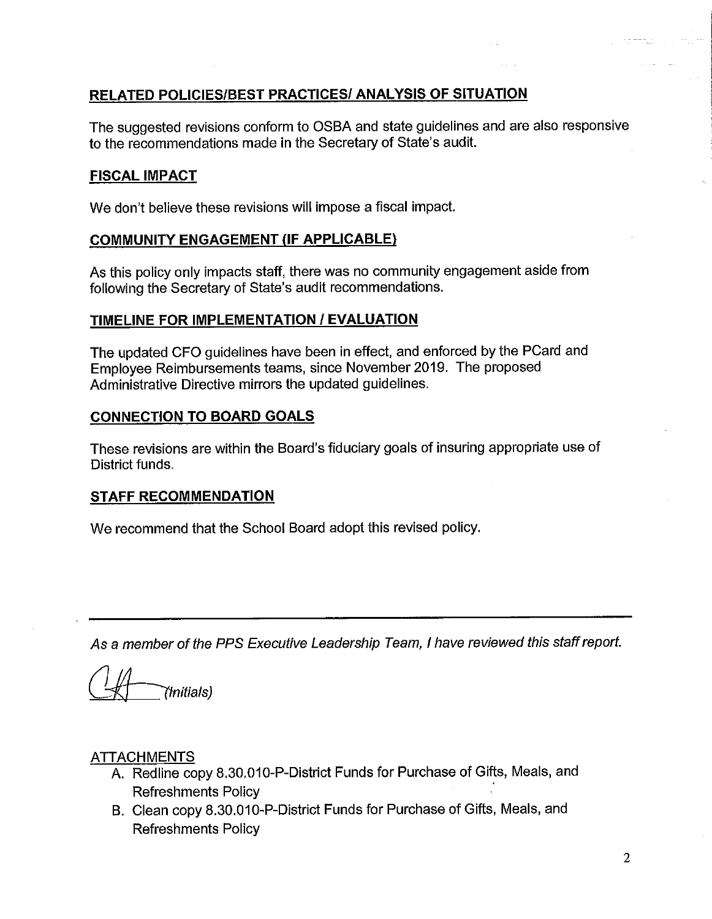## RELATED POLICIES/BEST PRACTICES/ ANALYSIS OF SITUATION

The suggested revisions conform to OSBA and state guidelines and are also responsive to the recommendations made in the Secretary of State's audit.

## FISCAL IMPACT

We don't believe these revisions will impose a fiscal impact.

## COMMUNITY ENGAGEMENT (IF APPLICABLE)

As this policy only impacts staff, there was no community engagement aside from following the Secretary of State's audit recommendations.

## TIMELINE FOR IMPLEMENTATION / EVALUATION

The updated CFO guidelines have been in effect, and enforced by the PCard and Employee Reimbursements teams, since November 2019. The proposed Administrative Directive mirrors the updated guidelines.

## CONNECTION TO BOARD GOALS

These revisions are within the Board's fiduciary goals of insuring appropriate use of District funds.

## STAFF RECOMMENDATION

We recommend that the School Board adopt this revised policy.

---

*As a member of the PPS Executive Leadership Team, I have reviewed this staff report.*

CH *(Initials)*

ATTACHMENTS

A. Redline copy 8.30.010-P-District Funds for Purchase of Gifts, Meals, and Refreshments Policy
B. Clean copy 8.30.010-P-District Funds for Purchase of Gifts, Meals, and Refreshments Policy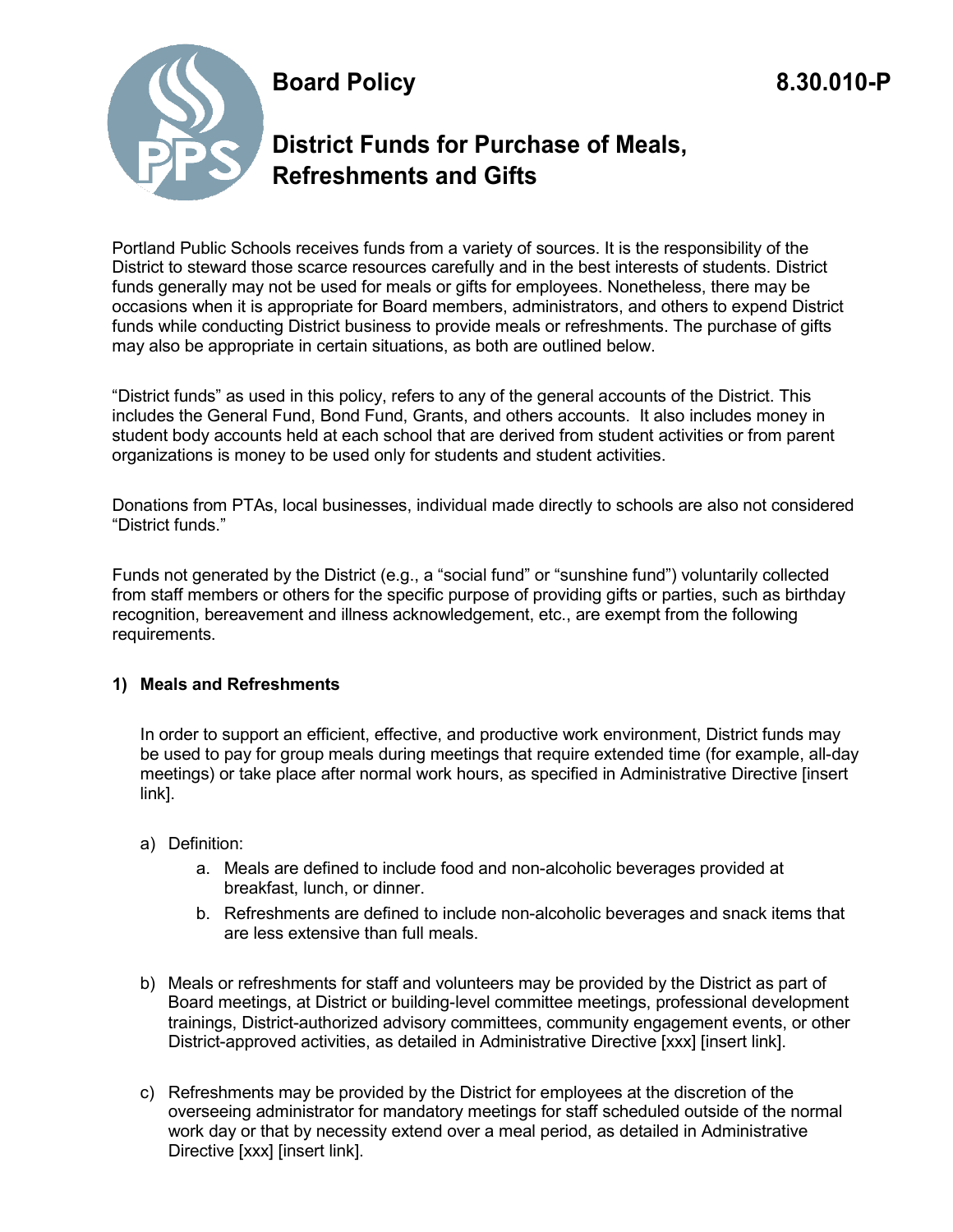# Board Policy 8.30.010-P

## District Funds for Purchase of Meals, Refreshments and Gifts

Portland Public Schools receives funds from a variety of sources. It is the responsibility of the District to steward those scarce resources carefully and in the best interests of students. District funds generally may not be used for meals or gifts for employees. Nonetheless, there may be occasions when it is appropriate for Board members, administrators, and others to expend District funds while conducting District business to provide meals or refreshments. The purchase of gifts may also be appropriate in certain situations, as both are outlined below.

"District funds" as used in this policy, refers to any of the general accounts of the District. This includes the General Fund, Bond Fund, Grants, and others accounts. It also includes money in student body accounts held at each school that are derived from student activities or from parent organizations is money to be used only for students and student activities.

Donations from PTAs, local businesses, individual made directly to schools are also not considered "District funds."

Funds not generated by the District (e.g., a "social fund" or "sunshine fund") voluntarily collected from staff members or others for the specific purpose of providing gifts or parties, such as birthday recognition, bereavement and illness acknowledgement, etc., are exempt from the following requirements.

**1) Meals and Refreshments**

In order to support an efficient, effective, and productive work environment, District funds may be used to pay for group meals during meetings that require extended time (for example, all-day meetings) or take place after normal work hours, as specified in Administrative Directive [insert link].

a) Definition:
   a. Meals are defined to include food and non-alcoholic beverages provided at breakfast, lunch, or dinner.
   b. Refreshments are defined to include non-alcoholic beverages and snack items that are less extensive than full meals.

b) Meals or refreshments for staff and volunteers may be provided by the District as part of Board meetings, at District or building-level committee meetings, professional development trainings, District-authorized advisory committees, community engagement events, or other District-approved activities, as detailed in Administrative Directive [xxx] [insert link].

c) Refreshments may be provided by the District for employees at the discretion of the overseeing administrator for mandatory meetings for staff scheduled outside of the normal work day or that by necessity extend over a meal period, as detailed in Administrative Directive [xxx] [insert link].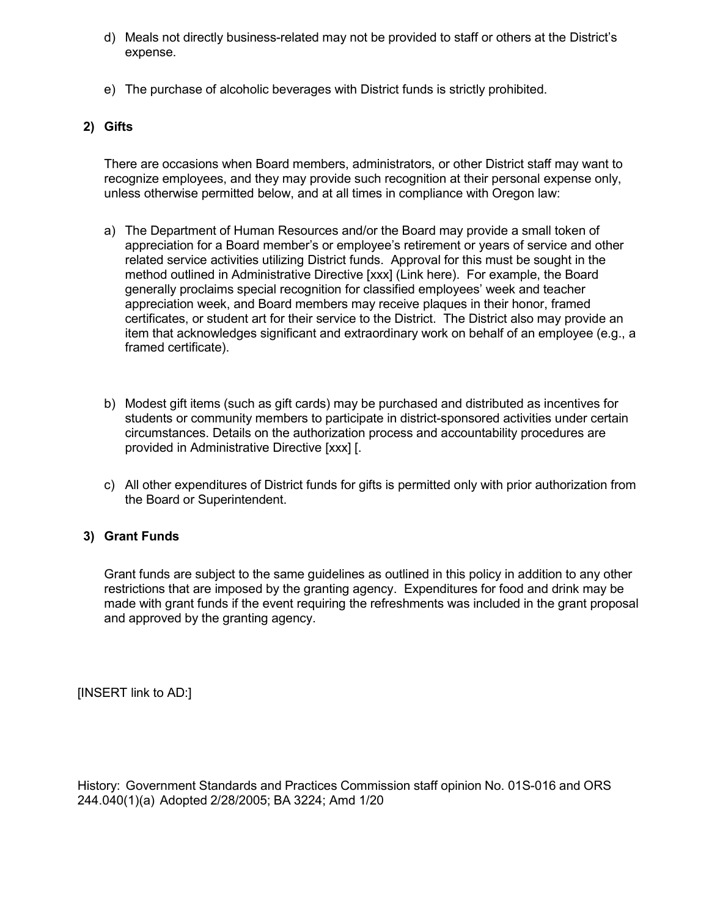d) Meals not directly business-related may not be provided to staff or others at the District's expense.

e) The purchase of alcoholic beverages with District funds is strictly prohibited.

**2) Gifts**

There are occasions when Board members, administrators, or other District staff may want to recognize employees, and they may provide such recognition at their personal expense only, unless otherwise permitted below, and at all times in compliance with Oregon law:

a) The Department of Human Resources and/or the Board may provide a small token of appreciation for a Board member's or employee's retirement or years of service and other related service activities utilizing District funds. Approval for this must be sought in the method outlined in Administrative Directive [xxx] (Link here). For example, the Board generally proclaims special recognition for classified employees' week and teacher appreciation week, and Board members may receive plaques in their honor, framed certificates, or student art for their service to the District. The District also may provide an item that acknowledges significant and extraordinary work on behalf of an employee (e.g., a framed certificate).

b) Modest gift items (such as gift cards) may be purchased and distributed as incentives for students or community members to participate in district-sponsored activities under certain circumstances. Details on the authorization process and accountability procedures are provided in Administrative Directive [xxx] [.

c) All other expenditures of District funds for gifts is permitted only with prior authorization from the Board or Superintendent.

**3) Grant Funds**

Grant funds are subject to the same guidelines as outlined in this policy in addition to any other restrictions that are imposed by the granting agency. Expenditures for food and drink may be made with grant funds if the event requiring the refreshments was included in the grant proposal and approved by the granting agency.

[INSERT link to AD:]

History: Government Standards and Practices Commission staff opinion No. 01S-016 and ORS 244.040(1)(a) Adopted 2/28/2005; BA 3224; Amd 1/20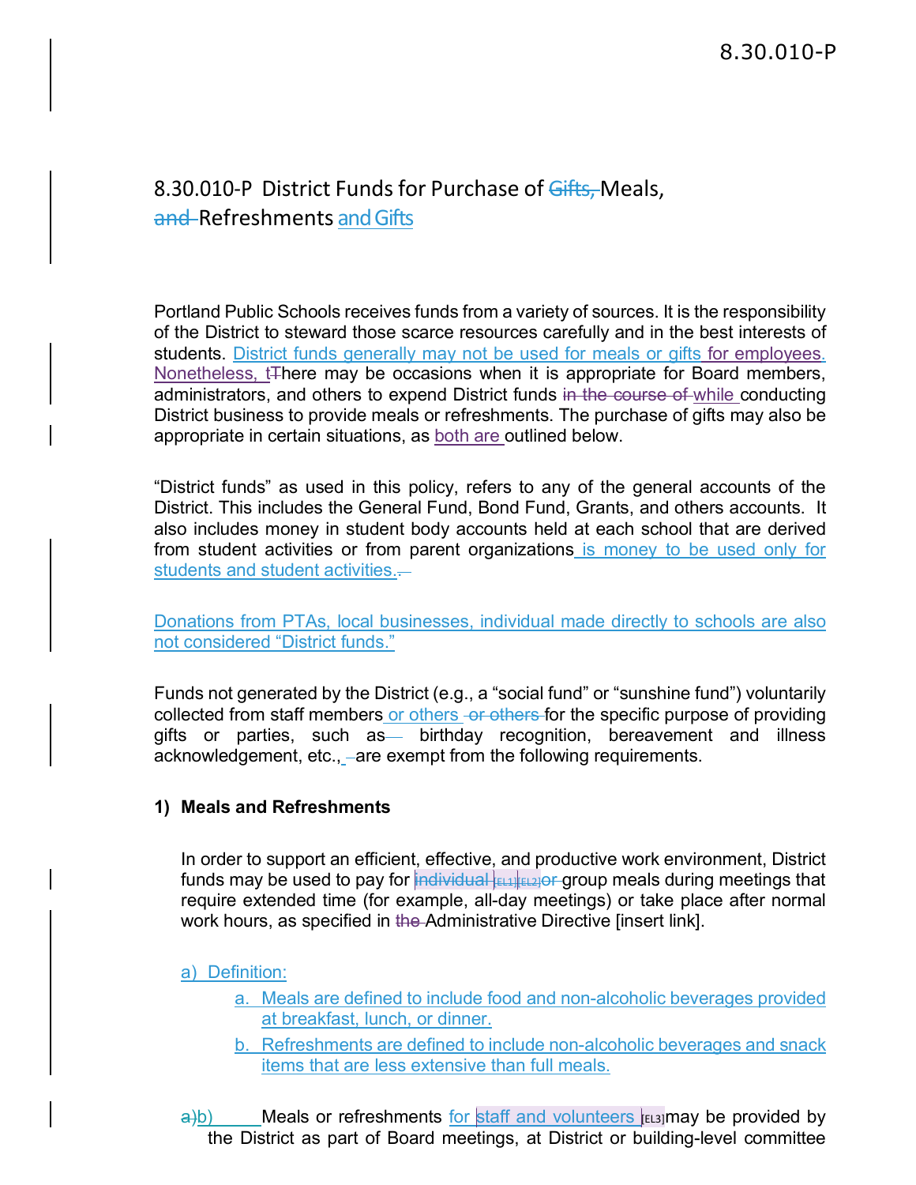# 8.30.010-P District Funds for Purchase of ~~Gifts,~~ Meals, ~~and~~ Refreshments and Gifts

Portland Public Schools receives funds from a variety of sources. It is the responsibility of the District to steward those scarce resources carefully and in the best interests of students. District funds generally may not be used for meals or gifts for employees. Nonetheless, t~~T~~here may be occasions when it is appropriate for Board members, administrators, and others to expend District funds ~~in the course of~~ while conducting District business to provide meals or refreshments. The purchase of gifts may also be appropriate in certain situations, as both are outlined below.

"District funds" as used in this policy, refers to any of the general accounts of the District. This includes the General Fund, Bond Fund, Grants, and others accounts. It also includes money in student body accounts held at each school that are derived from student activities or from parent organizations is money to be used only for students and student activities.~~.~~

Donations from PTAs, local businesses, individual made directly to schools are also not considered "District funds."

Funds not generated by the District (e.g., a "social fund" or "sunshine fund") voluntarily collected from staff members or others ~~or others~~ for the specific purpose of providing gifts or parties, such as~~—~~ birthday recognition, bereavement and illness acknowledgement, etc., ~~-~~are exempt from the following requirements.

**1) Meals and Refreshments**

In order to support an efficient, effective, and productive work environment, District funds may be used to pay for ~~individual~~ [EL1][EL2] ~~or~~ group meals during meetings that require extended time (for example, all-day meetings) or take place after normal work hours, as specified in ~~the~~ Administrative Directive [insert link].

a) Definition:

   a. Meals are defined to include food and non-alcoholic beverages provided at breakfast, lunch, or dinner.

   b. Refreshments are defined to include non-alcoholic beverages and snack items that are less extensive than full meals.

~~a)~~b) Meals or refreshments for staff and volunteers [EL3] may be provided by the District as part of Board meetings, at District or building-level committee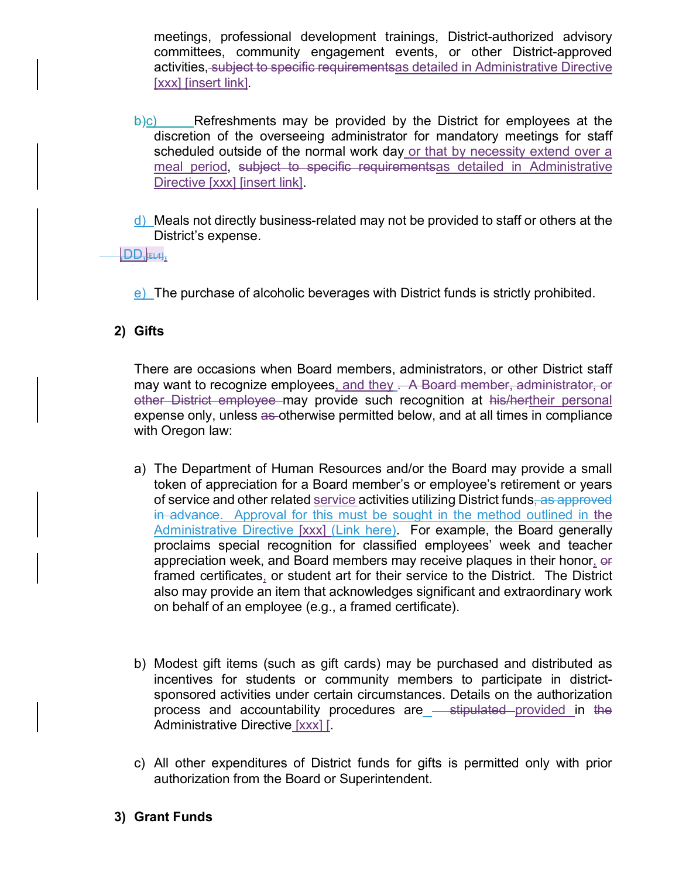meetings, professional development trainings, District-authorized advisory committees, community engagement events, or other District-approved activities, ~~subject to specific requirements~~as detailed in Administrative Directive [xxx] [insert link].

~~b)~~c) Refreshments may be provided by the District for employees at the discretion of the overseeing administrator for mandatory meetings for staff scheduled outside of the normal work day or that by necessity extend over a meal period, ~~subject to specific requirements~~as detailed in Administrative Directive [xxx] [insert link].

d) Meals not directly business-related may not be provided to staff or others at the District's expense.

~~,DD,~~[EL4],

e) The purchase of alcoholic beverages with District funds is strictly prohibited.

**2) Gifts**

There are occasions when Board members, administrators, or other District staff may want to recognize employees, and they ~~. A Board member, administrator, or other District employee~~ may provide such recognition at ~~his/her~~their personal expense only, unless ~~as~~ otherwise permitted below, and at all times in compliance with Oregon law:

a) The Department of Human Resources and/or the Board may provide a small token of appreciation for a Board member's or employee's retirement or years of service and other related service activities utilizing District funds~~, as approved in advance~~. Approval for this must be sought in the method outlined in ~~the~~ Administrative Directive [xxx] (Link here). For example, the Board generally proclaims special recognition for classified employees' week and teacher appreciation week, and Board members may receive plaques in their honor, ~~or~~ framed certificates, or student art for their service to the District. The District also may provide an item that acknowledges significant and extraordinary work on behalf of an employee (e.g., a framed certificate).

b) Modest gift items (such as gift cards) may be purchased and distributed as incentives for students or community members to participate in district-sponsored activities under certain circumstances. Details on the authorization process and accountability procedures are ~~stipulated~~ provided in ~~the~~ Administrative Directive [xxx] [.

c) All other expenditures of District funds for gifts is permitted only with prior authorization from the Board or Superintendent.

**3) Grant Funds**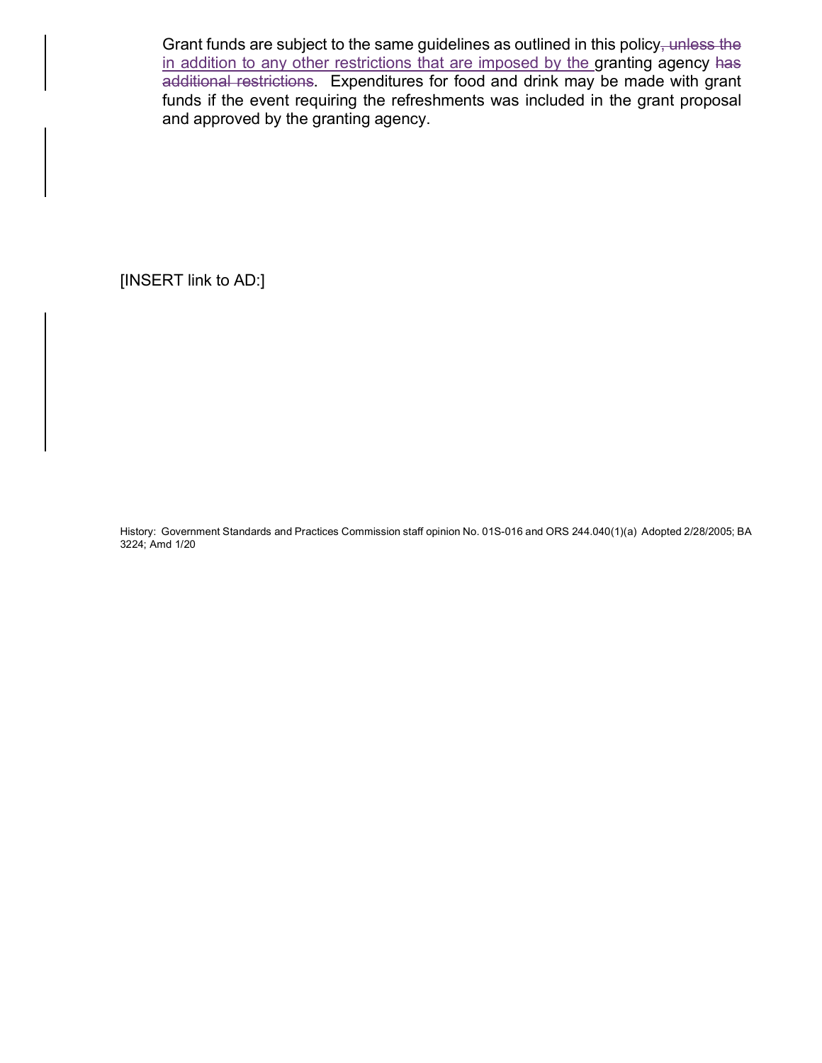Grant funds are subject to the same guidelines as outlined in this policy~~, unless the~~ <u>in addition to any other restrictions that are imposed by the </u>granting agency ~~has additional restrictions~~. Expenditures for food and drink may be made with grant funds if the event requiring the refreshments was included in the grant proposal and approved by the granting agency.

[INSERT link to AD:]

History: Government Standards and Practices Commission staff opinion No. 01S-016 and ORS 244.040(1)(a) Adopted 2/28/2005; BA 3224; Amd 1/20